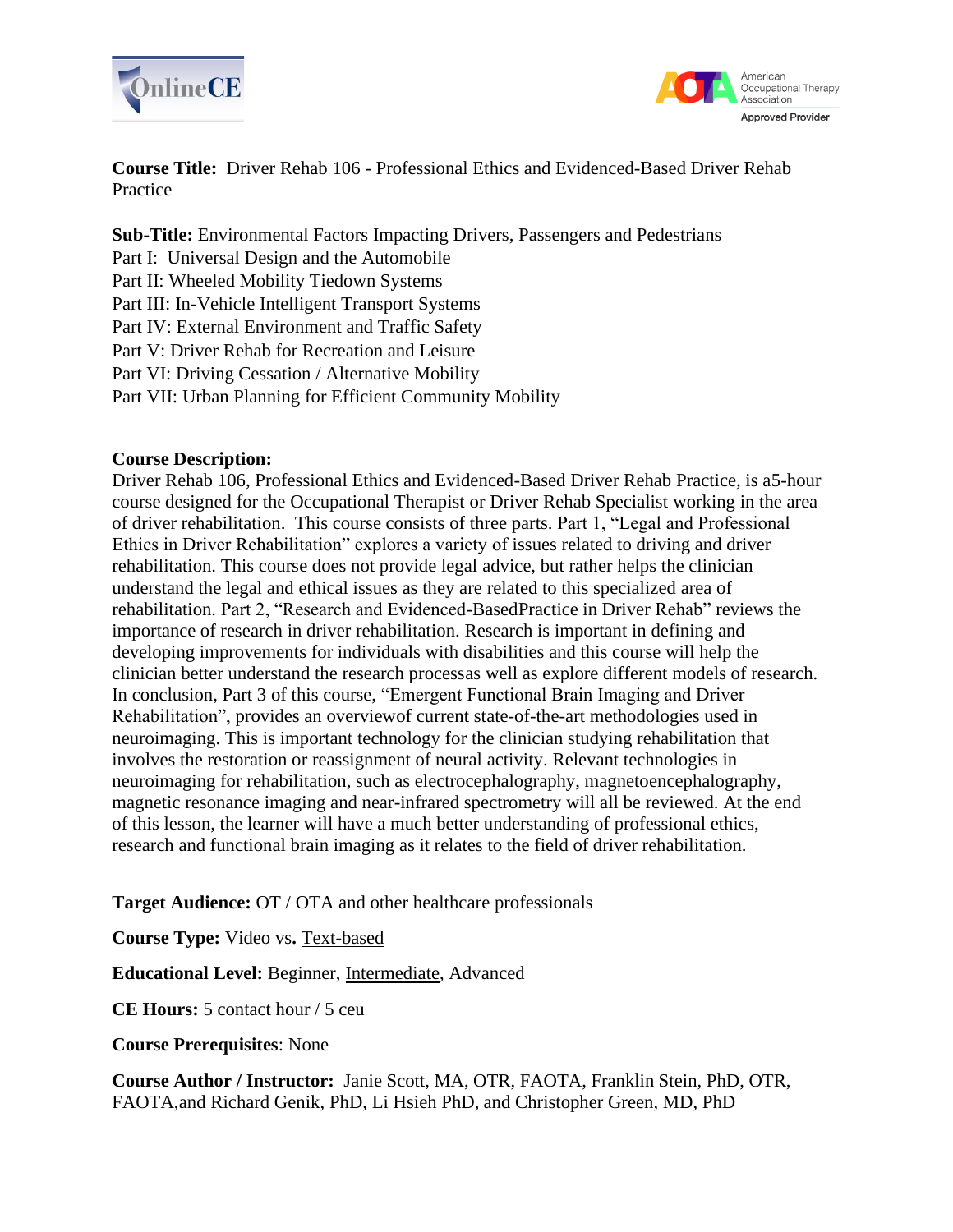**Course Title:** Driver Rehab 106 - Professional Ethics and Evidenced-Based Driver Rehab Practice

**Sub-Title:** Environmental Factors Impacting Drivers, Passengers and Pedestrians
Part I: Universal Design and the Automobile
Part II: Wheeled Mobility Tiedown Systems
Part III: In-Vehicle Intelligent Transport Systems
Part IV: External Environment and Traffic Safety
Part V: Driver Rehab for Recreation and Leisure
Part VI: Driving Cessation / Alternative Mobility
Part VII: Urban Planning for Efficient Community Mobility

**Course Description:**
Driver Rehab 106, Professional Ethics and Evidenced-Based Driver Rehab Practice, is a5-hour course designed for the Occupational Therapist or Driver Rehab Specialist working in the area of driver rehabilitation. This course consists of three parts. Part 1, "Legal and Professional Ethics in Driver Rehabilitation" explores a variety of issues related to driving and driver rehabilitation. This course does not provide legal advice, but rather helps the clinician understand the legal and ethical issues as they are related to this specialized area of rehabilitation. Part 2, "Research and Evidenced-BasedPractice in Driver Rehab" reviews the importance of research in driver rehabilitation. Research is important in defining and developing improvements for individuals with disabilities and this course will help the clinician better understand the research processas well as explore different models of research. In conclusion, Part 3 of this course, "Emergent Functional Brain Imaging and Driver Rehabilitation", provides an overviewof current state-of-the-art methodologies used in neuroimaging. This is important technology for the clinician studying rehabilitation that involves the restoration or reassignment of neural activity. Relevant technologies in neuroimaging for rehabilitation, such as electrocephalography, magnetoencephalography, magnetic resonance imaging and near-infrared spectrometry will all be reviewed. At the end of this lesson, the learner will have a much better understanding of professional ethics, research and functional brain imaging as it relates to the field of driver rehabilitation.

**Target Audience:** OT / OTA and other healthcare professionals

**Course Type:** Video vs**.** Text-based

**Educational Level:** Beginner, Intermediate, Advanced

**CE Hours:** 5 contact hour / 5 ceu

**Course Prerequisites**: None

**Course Author / Instructor:** Janie Scott, MA, OTR, FAOTA, Franklin Stein, PhD, OTR, FAOTA,and Richard Genik, PhD, Li Hsieh PhD, and Christopher Green, MD, PhD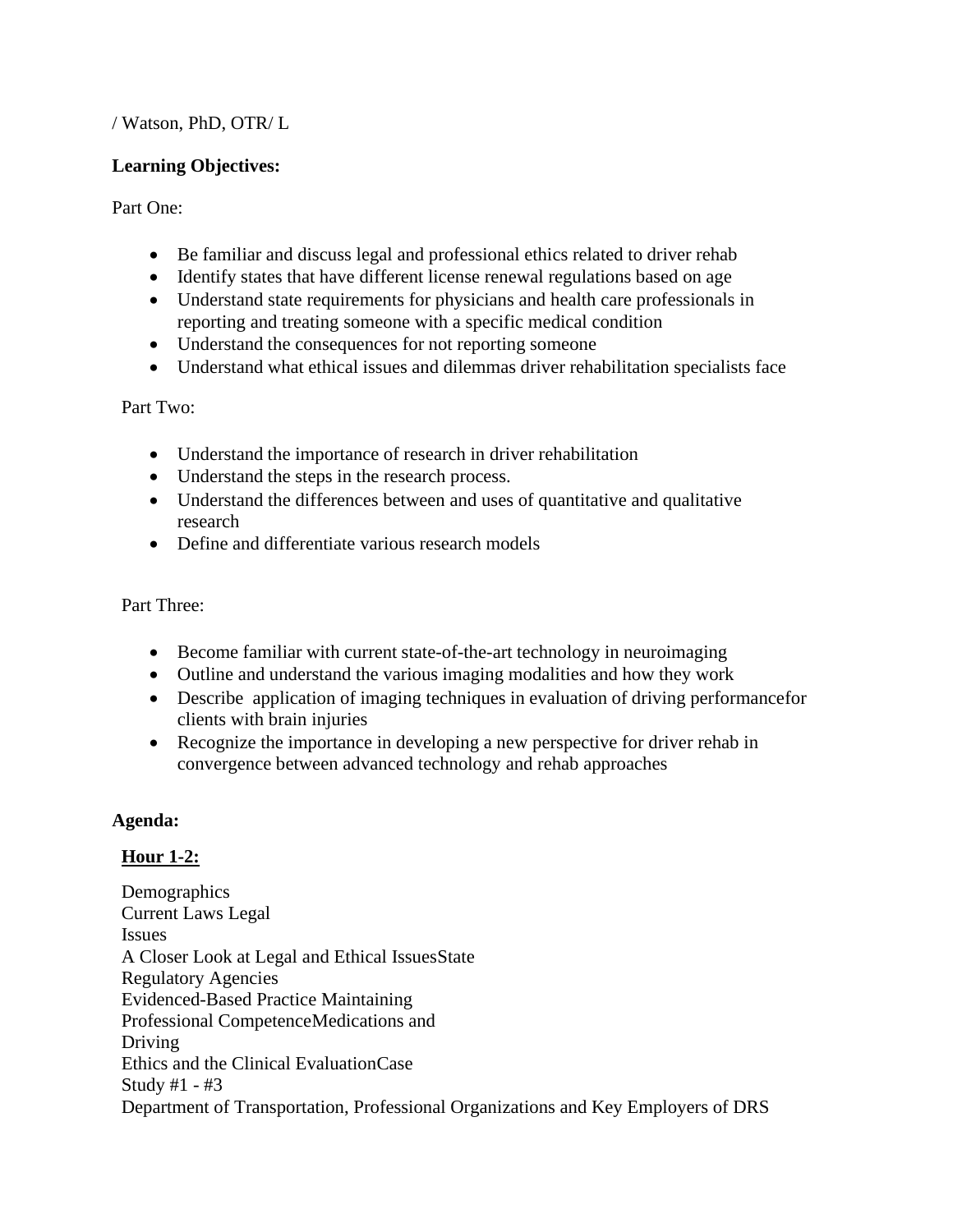/ Watson, PhD, OTR/ L

**Learning Objectives:**

Part One:

- Be familiar and discuss legal and professional ethics related to driver rehab
- Identify states that have different license renewal regulations based on age
- Understand state requirements for physicians and health care professionals in reporting and treating someone with a specific medical condition
- Understand the consequences for not reporting someone
- Understand what ethical issues and dilemmas driver rehabilitation specialists face

Part Two:

- Understand the importance of research in driver rehabilitation
- Understand the steps in the research process.
- Understand the differences between and uses of quantitative and qualitative research
- Define and differentiate various research models

Part Three:

- Become familiar with current state-of-the-art technology in neuroimaging
- Outline and understand the various imaging modalities and how they work
- Describe application of imaging techniques in evaluation of driving performancefor clients with brain injuries
- Recognize the importance in developing a new perspective for driver rehab in convergence between advanced technology and rehab approaches

**Agenda:**

**Hour 1-2:**

Demographics
Current Laws Legal
Issues
A Closer Look at Legal and Ethical IssuesState
Regulatory Agencies
Evidenced-Based Practice Maintaining
Professional CompetenceMedications and
Driving
Ethics and the Clinical EvaluationCase
Study #1 - #3
Department of Transportation, Professional Organizations and Key Employers of DRS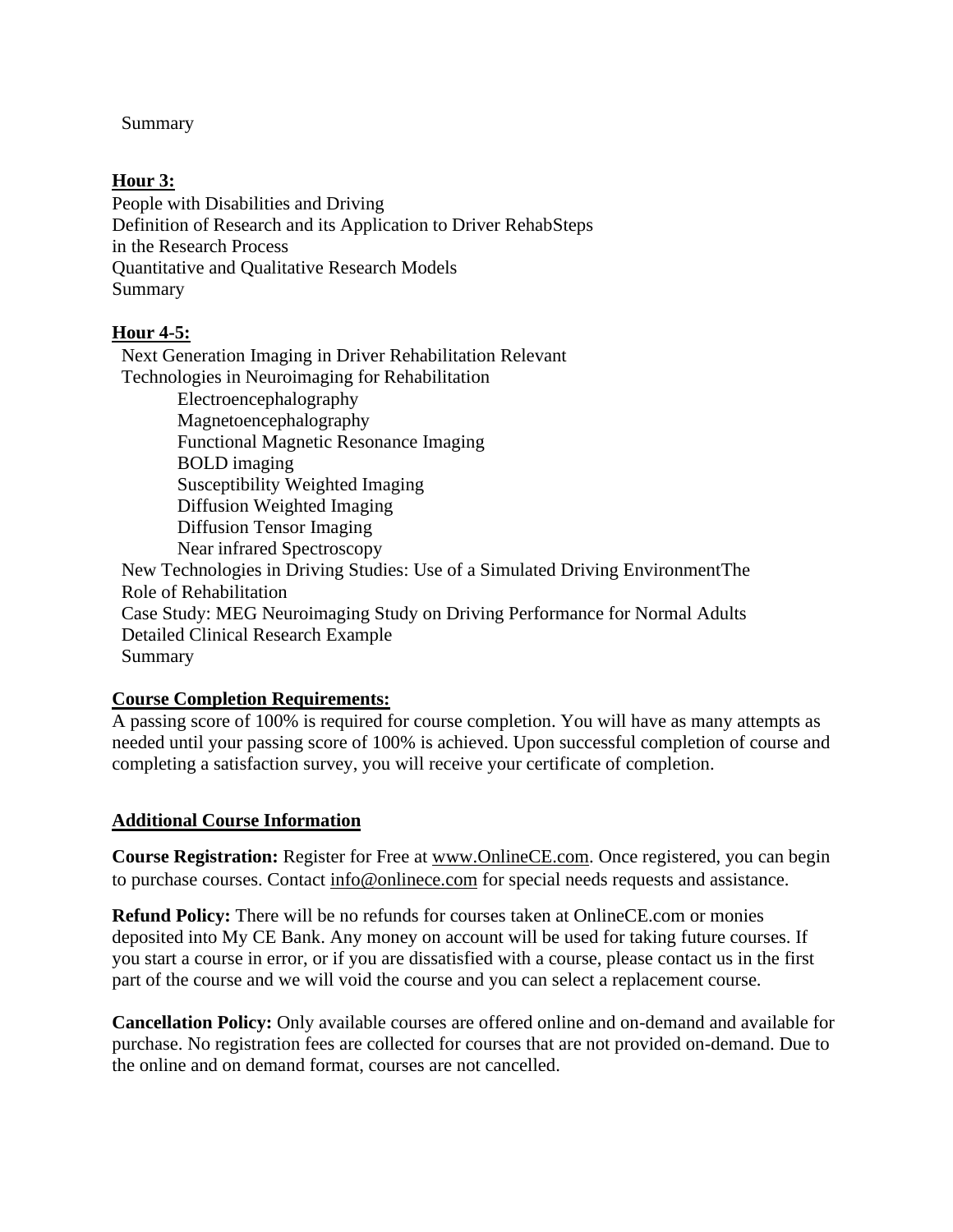Summary

**Hour 3:**

People with Disabilities and Driving
Definition of Research and its Application to Driver RehabSteps
in the Research Process
Quantitative and Qualitative Research Models
Summary

**Hour 4-5:**

Next Generation Imaging in Driver Rehabilitation Relevant
Technologies in Neuroimaging for Rehabilitation
- Electroencephalography
- Magnetoencephalography
- Functional Magnetic Resonance Imaging
- BOLD imaging
- Susceptibility Weighted Imaging
- Diffusion Weighted Imaging
- Diffusion Tensor Imaging
- Near infrared Spectroscopy

New Technologies in Driving Studies: Use of a Simulated Driving EnvironmentThe
Role of Rehabilitation
Case Study: MEG Neuroimaging Study on Driving Performance for Normal Adults
Detailed Clinical Research Example
Summary

**Course Completion Requirements:**

A passing score of 100% is required for course completion. You will have as many attempts as needed until your passing score of 100% is achieved. Upon successful completion of course and completing a satisfaction survey, you will receive your certificate of completion.

**Additional Course Information**

**Course Registration:** Register for Free at www.OnlineCE.com. Once registered, you can begin to purchase courses. Contact info@onlinece.com for special needs requests and assistance.

**Refund Policy:** There will be no refunds for courses taken at OnlineCE.com or monies deposited into My CE Bank. Any money on account will be used for taking future courses. If you start a course in error, or if you are dissatisfied with a course, please contact us in the first part of the course and we will void the course and you can select a replacement course.

**Cancellation Policy:** Only available courses are offered online and on-demand and available for purchase. No registration fees are collected for courses that are not provided on-demand. Due to the online and on demand format, courses are not cancelled.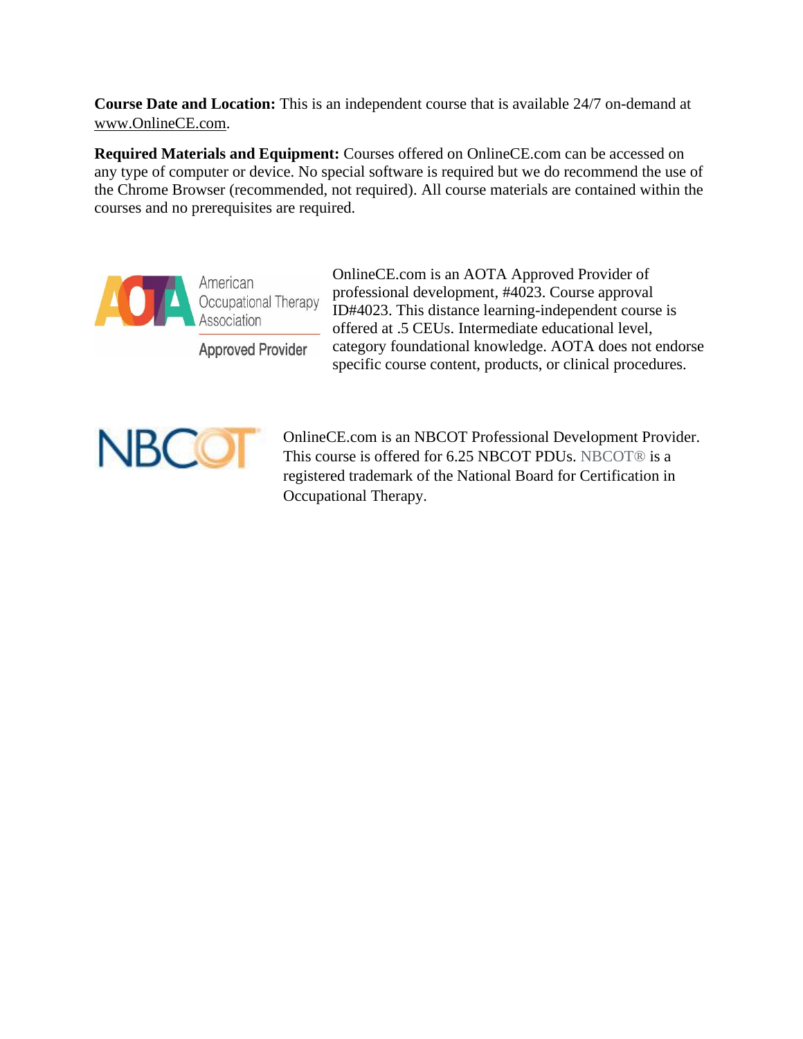**Course Date and Location:** This is an independent course that is available 24/7 on-demand at www.OnlineCE.com.

**Required Materials and Equipment:** Courses offered on OnlineCE.com can be accessed on any type of computer or device. No special software is required but we do recommend the use of the Chrome Browser (recommended, not required). All course materials are contained within the courses and no prerequisites are required.

American Occupational Therapy Association

Approved Provider

OnlineCE.com is an AOTA Approved Provider of professional development, #4023. Course approval ID#4023. This distance learning-independent course is offered at .5 CEUs. Intermediate educational level, category foundational knowledge. AOTA does not endorse specific course content, products, or clinical procedures.

NBCOT

OnlineCE.com is an NBCOT Professional Development Provider. This course is offered for 6.25 NBCOT PDUs. NBCOT® is a registered trademark of the National Board for Certification in Occupational Therapy.